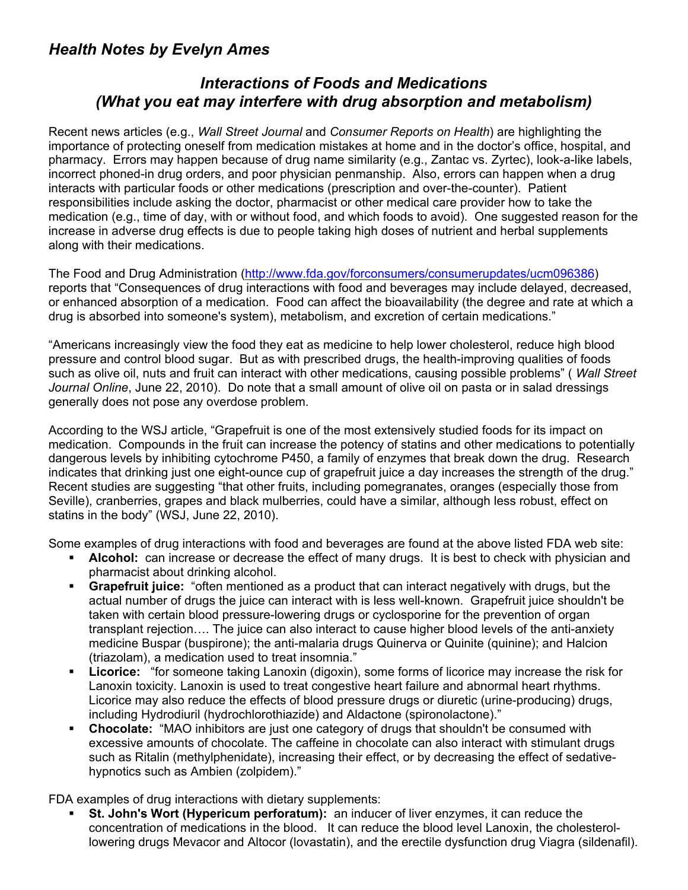## *Health Notes by Evelyn Ames*

### *Interactions of Foods and Medications (What you eat may interfere with drug absorption and metabolism)*

Recent news articles (e.g., *Wall Street Journal* and *Consumer Reports on Health*) are highlighting the importance of protecting oneself from medication mistakes at home and in the doctor's office, hospital, and pharmacy. Errors may happen because of drug name similarity (e.g., Zantac vs. Zyrtec), look-a-like labels, incorrect phoned-in drug orders, and poor physician penmanship. Also, errors can happen when a drug interacts with particular foods or other medications (prescription and over-the-counter). Patient responsibilities include asking the doctor, pharmacist or other medical care provider how to take the medication (e.g., time of day, with or without food, and which foods to avoid). One suggested reason for the increase in adverse drug effects is due to people taking high doses of nutrient and herbal supplements along with their medications.

The Food and Drug Administration (http://www.fda.gov/forconsumers/consumerupdates/ucm096386) reports that "Consequences of drug interactions with food and beverages may include delayed, decreased, or enhanced absorption of a medication. Food can affect the bioavailability (the degree and rate at which a drug is absorbed into someone's system), metabolism, and excretion of certain medications."

"Americans increasingly view the food they eat as medicine to help lower cholesterol, reduce high blood pressure and control blood sugar. But as with prescribed drugs, the health-improving qualities of foods such as olive oil, nuts and fruit can interact with other medications, causing possible problems" ( *Wall Street Journal Online*, June 22, 2010). Do note that a small amount of olive oil on pasta or in salad dressings generally does not pose any overdose problem.

According to the WSJ article, "Grapefruit is one of the most extensively studied foods for its impact on medication. Compounds in the fruit can increase the potency of statins and other medications to potentially dangerous levels by inhibiting cytochrome P450, a family of enzymes that break down the drug. Research indicates that drinking just one eight-ounce cup of grapefruit juice a day increases the strength of the drug." Recent studies are suggesting "that other fruits, including pomegranates, oranges (especially those from Seville), cranberries, grapes and black mulberries, could have a similar, although less robust, effect on statins in the body" (WSJ, June 22, 2010).

Some examples of drug interactions with food and beverages are found at the above listed FDA web site:

- **Alcohol:** can increase or decrease the effect of many drugs. It is best to check with physician and pharmacist about drinking alcohol.
- **Grapefruit juice:** "often mentioned as a product that can interact negatively with drugs, but the actual number of drugs the juice can interact with is less well-known. Grapefruit juice shouldn't be taken with certain blood pressure-lowering drugs or cyclosporine for the prevention of organ transplant rejection…. The juice can also interact to cause higher blood levels of the anti-anxiety medicine Buspar (buspirone); the anti-malaria drugs Quinerva or Quinite (quinine); and Halcion (triazolam), a medication used to treat insomnia."
- **Licorice:** "for someone taking Lanoxin (digoxin), some forms of licorice may increase the risk for Lanoxin toxicity. Lanoxin is used to treat congestive heart failure and abnormal heart rhythms. Licorice may also reduce the effects of blood pressure drugs or diuretic (urine-producing) drugs, including Hydrodiuril (hydrochlorothiazide) and Aldactone (spironolactone)."
- **Chocolate:** "MAO inhibitors are just one category of drugs that shouldn't be consumed with excessive amounts of chocolate. The caffeine in chocolate can also interact with stimulant drugs such as Ritalin (methylphenidate), increasing their effect, or by decreasing the effect of sedative-hypnotics such as Ambien (zolpidem)."

FDA examples of drug interactions with dietary supplements:

- **St. John's Wort (Hypericum perforatum):** an inducer of liver enzymes, it can reduce the concentration of medications in the blood. It can reduce the blood level Lanoxin, the cholesterol-lowering drugs Mevacor and Altocor (lovastatin), and the erectile dysfunction drug Viagra (sildenafil).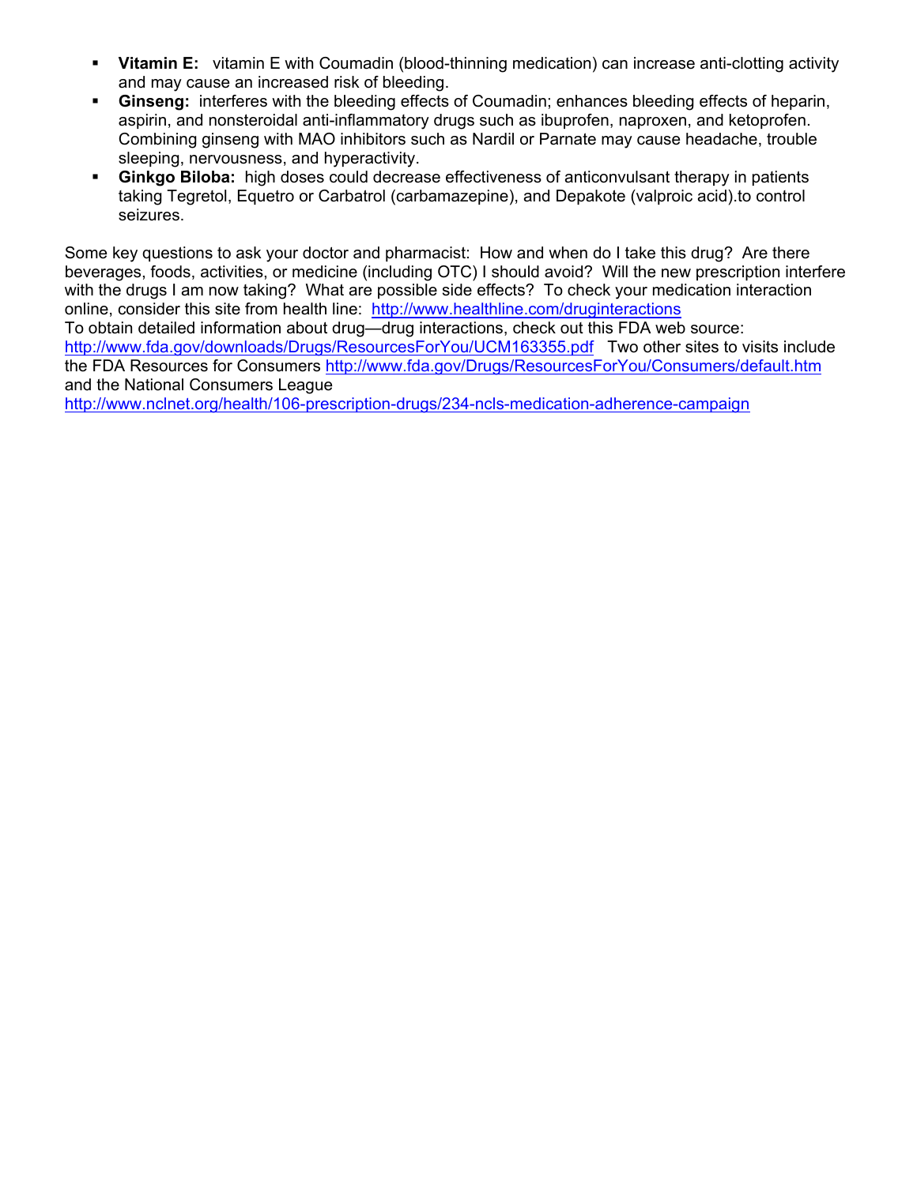- **Vitamin E:** vitamin E with Coumadin (blood-thinning medication) can increase anti-clotting activity and may cause an increased risk of bleeding.
- **Ginseng:** interferes with the bleeding effects of Coumadin; enhances bleeding effects of heparin, aspirin, and nonsteroidal anti-inflammatory drugs such as ibuprofen, naproxen, and ketoprofen. Combining ginseng with MAO inhibitors such as Nardil or Parnate may cause headache, trouble sleeping, nervousness, and hyperactivity.
- **Ginkgo Biloba:** high doses could decrease effectiveness of anticonvulsant therapy in patients taking Tegretol, Equetro or Carbatrol (carbamazepine), and Depakote (valproic acid).to control seizures.

Some key questions to ask your doctor and pharmacist: How and when do I take this drug? Are there beverages, foods, activities, or medicine (including OTC) I should avoid? Will the new prescription interfere with the drugs I am now taking? What are possible side effects? To check your medication interaction online, consider this site from health line: http://www.healthline.com/druginteractions

To obtain detailed information about drug—drug interactions, check out this FDA web source: http://www.fda.gov/downloads/Drugs/ResourcesForYou/UCM163355.pdf Two other sites to visits include the FDA Resources for Consumers http://www.fda.gov/Drugs/ResourcesForYou/Consumers/default.htm and the National Consumers League http://www.nclnet.org/health/106-prescription-drugs/234-ncls-medication-adherence-campaign